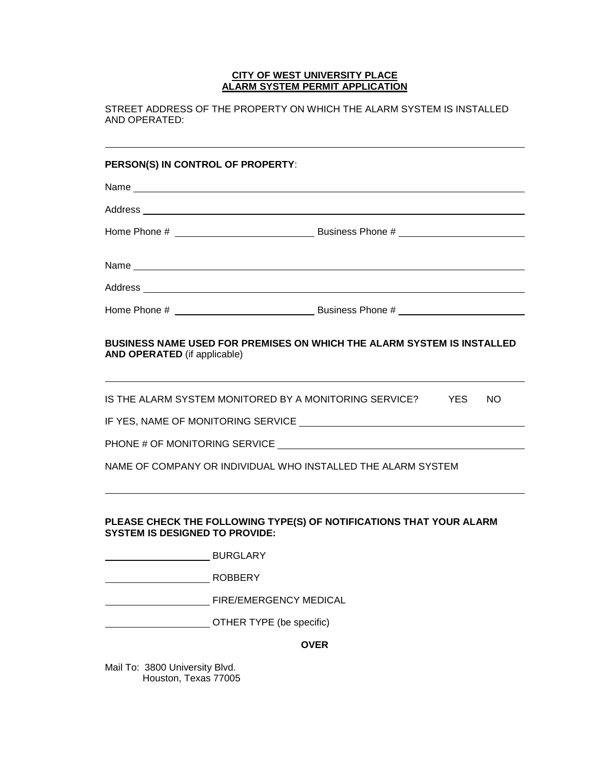# CITY OF WEST UNIVERSITY PLACE
## ALARM SYSTEM PERMIT APPLICATION

STREET ADDRESS OF THE PROPERTY ON WHICH THE ALARM SYSTEM IS INSTALLED AND OPERATED:

______________________________________________________________________

**PERSON(S) IN CONTROL OF PROPERTY**:

Name ______________________________________________________________

Address ____________________________________________________________

Home Phone # ________________________ Business Phone # ______________________

Name ______________________________________________________________

Address ____________________________________________________________

Home Phone # ________________________ Business Phone # ______________________

**BUSINESS NAME USED FOR PREMISES ON WHICH THE ALARM SYSTEM IS INSTALLED AND OPERATED** (if applicable)

______________________________________________________________________

IS THE ALARM SYSTEM MONITORED BY A MONITORING SERVICE? YES NO

IF YES, NAME OF MONITORING SERVICE ______________________________________

PHONE # OF MONITORING SERVICE __________________________________________

NAME OF COMPANY OR INDIVIDUAL WHO INSTALLED THE ALARM SYSTEM

______________________________________________________________________

**PLEASE CHECK THE FOLLOWING TYPE(S) OF NOTIFICATIONS THAT YOUR ALARM SYSTEM IS DESIGNED TO PROVIDE:**

__________________ BURGLARY

__________________ ROBBERY

__________________ FIRE/EMERGENCY MEDICAL

__________________ OTHER TYPE (be specific)

**OVER**

Mail To: 3800 University Blvd.
Houston, Texas 77005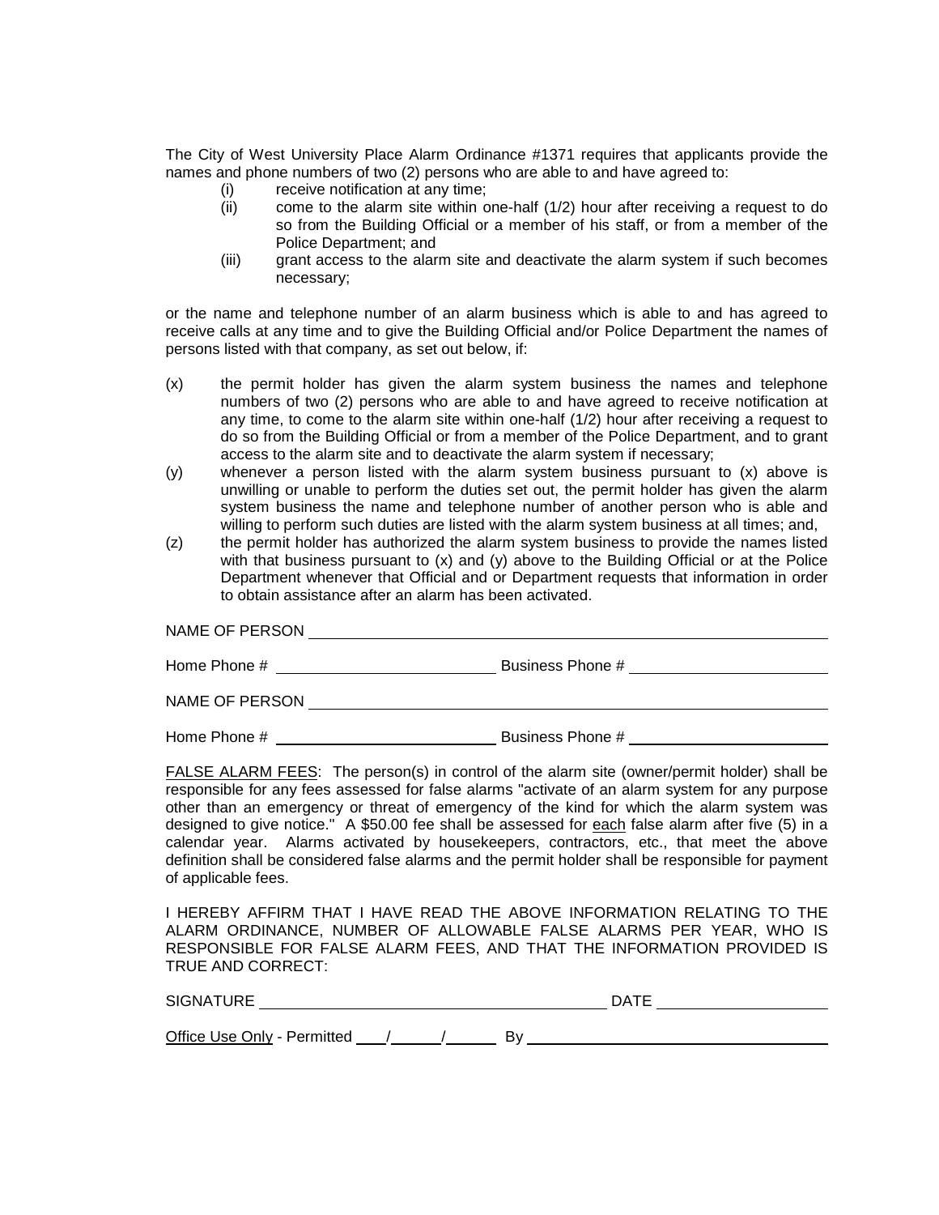The City of West University Place Alarm Ordinance #1371 requires that applicants provide the names and phone numbers of two (2) persons who are able to and have agreed to:

(i) receive notification at any time;

(ii) come to the alarm site within one-half (1/2) hour after receiving a request to do so from the Building Official or a member of his staff, or from a member of the Police Department; and

(iii) grant access to the alarm site and deactivate the alarm system if such becomes necessary;

or the name and telephone number of an alarm business which is able to and has agreed to receive calls at any time and to give the Building Official and/or Police Department the names of persons listed with that company, as set out below, if:

(x) the permit holder has given the alarm system business the names and telephone numbers of two (2) persons who are able to and have agreed to receive notification at any time, to come to the alarm site within one-half (1/2) hour after receiving a request to do so from the Building Official or from a member of the Police Department, and to grant access to the alarm site and to deactivate the alarm system if necessary;

(y) whenever a person listed with the alarm system business pursuant to (x) above is unwilling or unable to perform the duties set out, the permit holder has given the alarm system business the name and telephone number of another person who is able and willing to perform such duties are listed with the alarm system business at all times; and,

(z) the permit holder has authorized the alarm system business to provide the names listed with that business pursuant to (x) and (y) above to the Building Official or at the Police Department whenever that Official and or Department requests that information in order to obtain assistance after an alarm has been activated.

NAME OF PERSON ______________________________________________

Home Phone # ________________________ Business Phone # ________________________

NAME OF PERSON ______________________________________________

Home Phone # ________________________ Business Phone # ________________________

<u>FALSE ALARM FEES</u>: The person(s) in control of the alarm site (owner/permit holder) shall be responsible for any fees assessed for false alarms "activate of an alarm system for any purpose other than an emergency or threat of emergency of the kind for which the alarm system was designed to give notice." A $50.00 fee shall be assessed for <u>each</u> false alarm after five (5) in a calendar year. Alarms activated by housekeepers, contractors, etc., that meet the above definition shall be considered false alarms and the permit holder shall be responsible for payment of applicable fees.

I HEREBY AFFIRM THAT I HAVE READ THE ABOVE INFORMATION RELATING TO THE ALARM ORDINANCE, NUMBER OF ALLOWABLE FALSE ALARMS PER YEAR, WHO IS RESPONSIBLE FOR FALSE ALARM FEES, AND THAT THE INFORMATION PROVIDED IS TRUE AND CORRECT:

SIGNATURE ________________________________________ DATE ____________________

<u>Office Use Only</u> - Permitted ____/______/______ By ____________________________________